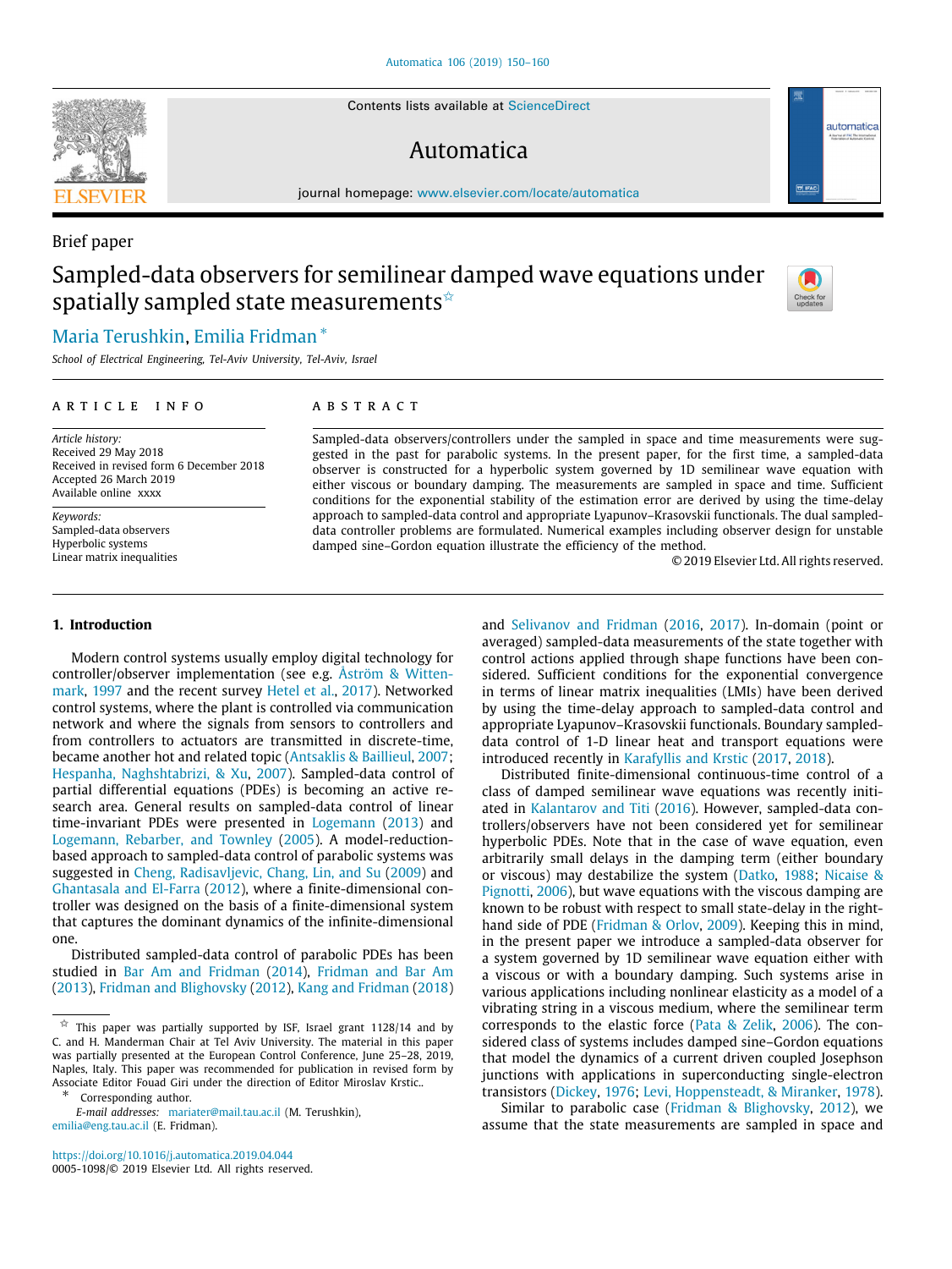Brief paper

# Sampled-data observers for semilinear damped wave equations under spatially sampled state measurements ☆

Maria Terushkin, Emilia Fridman *

*School of Electrical Engineering, Tel-Aviv University, Tel-Aviv, Israel*

## ARTICLE INFO

*Article history:*
Received 29 May 2018
Received in revised form 6 December 2018
Accepted 26 March 2019
Available online xxxx

*Keywords:*
Sampled-data observers
Hyperbolic systems
Linear matrix inequalities

## ABSTRACT

Sampled-data observers/controllers under the sampled in space and time measurements were suggested in the past for parabolic systems. In the present paper, for the first time, a sampled-data observer is constructed for a hyperbolic system governed by 1D semilinear wave equation with either viscous or boundary damping. The measurements are sampled in space and time. Sufficient conditions for the exponential stability of the estimation error are derived by using the time-delay approach to sampled-data control and appropriate Lyapunov–Krasovskii functionals. The dual sampled-data controller problems are formulated. Numerical examples including observer design for unstable damped sine–Gordon equation illustrate the efficiency of the method.

© 2019 Elsevier Ltd. All rights reserved.

## 1. Introduction

Modern control systems usually employ digital technology for controller/observer implementation (see e.g. Åström & Wittenmark, 1997 and the recent survey Hetel et al., 2017). Networked control systems, where the plant is controlled via communication network and where the signals from sensors to controllers and from controllers to actuators are transmitted in discrete-time, became another hot and related topic (Antsaklis & Baillieul, 2007; Hespanha, Naghshtabrizi, & Xu, 2007). Sampled-data control of partial differential equations (PDEs) is becoming an active research area. General results on sampled-data control of linear time-invariant PDEs were presented in Logemann (2013) and Logemann, Rebarber, and Townley (2005). A model-reduction-based approach to sampled-data control of parabolic systems was suggested in Cheng, Radisavljevic, Chang, Lin, and Su (2009) and Ghantasala and El-Farra (2012), where a finite-dimensional controller was designed on the basis of a finite-dimensional system that captures the dominant dynamics of the infinite-dimensional one.

Distributed sampled-data control of parabolic PDEs has been studied in Bar Am and Fridman (2014), Fridman and Bar Am (2013), Fridman and Blighovsky (2012), Kang and Fridman (2018) and Selivanov and Fridman (2016, 2017). In-domain (point or averaged) sampled-data measurements of the state together with control actions applied through shape functions have been considered. Sufficient conditions for the exponential convergence in terms of linear matrix inequalities (LMIs) have been derived by using the time-delay approach to sampled-data control and appropriate Lyapunov–Krasovskii functionals. Boundary sampled-data control of 1-D linear heat and transport equations were introduced recently in Karafyllis and Krstic (2017, 2018).

Distributed finite-dimensional continuous-time control of a class of damped semilinear wave equations was recently initiated in Kalantarov and Titi (2016). However, sampled-data controllers/observers have not been considered yet for semilinear hyperbolic PDEs. Note that in the case of wave equation, even arbitrarily small delays in the damping term (either boundary or viscous) may destabilize the system (Datko, 1988; Nicaise & Pignotti, 2006), but wave equations with the viscous damping are known to be robust with respect to small state-delay in the right-hand side of PDE (Fridman & Orlov, 2009). Keeping this in mind, in the present paper we introduce a sampled-data observer for a system governed by 1D semilinear wave equation either with a viscous or with a boundary damping. Such systems arise in various applications including nonlinear elasticity as a model of a vibrating string in a viscous medium, where the semilinear term corresponds to the elastic force (Pata & Zelik, 2006). The considered class of systems includes damped sine–Gordon equations that model the dynamics of a current driven coupled Josephson junctions with applications in superconducting single-electron transistors (Dickey, 1976; Levi, Hoppensteadt, & Miranker, 1978).

Similar to parabolic case (Fridman & Blighovsky, 2012), we assume that the state measurements are sampled in space and

---

☆ This paper was partially supported by ISF, Israel grant 1128/14 and by C. and H. Manderman Chair at Tel Aviv University. The material in this paper was partially presented at the European Control Conference, June 25–28, 2019, Naples, Italy. This paper was recommended for publication in revised form by Associate Editor Fouad Giri under the direction of Editor Miroslav Krstic..

\* Corresponding author.
*E-mail addresses:* mariater@mail.tau.ac.il (M. Terushkin), emilia@eng.tau.ac.il (E. Fridman).

https://doi.org/10.1016/j.automatica.2019.04.044
0005-1098/© 2019 Elsevier Ltd. All rights reserved.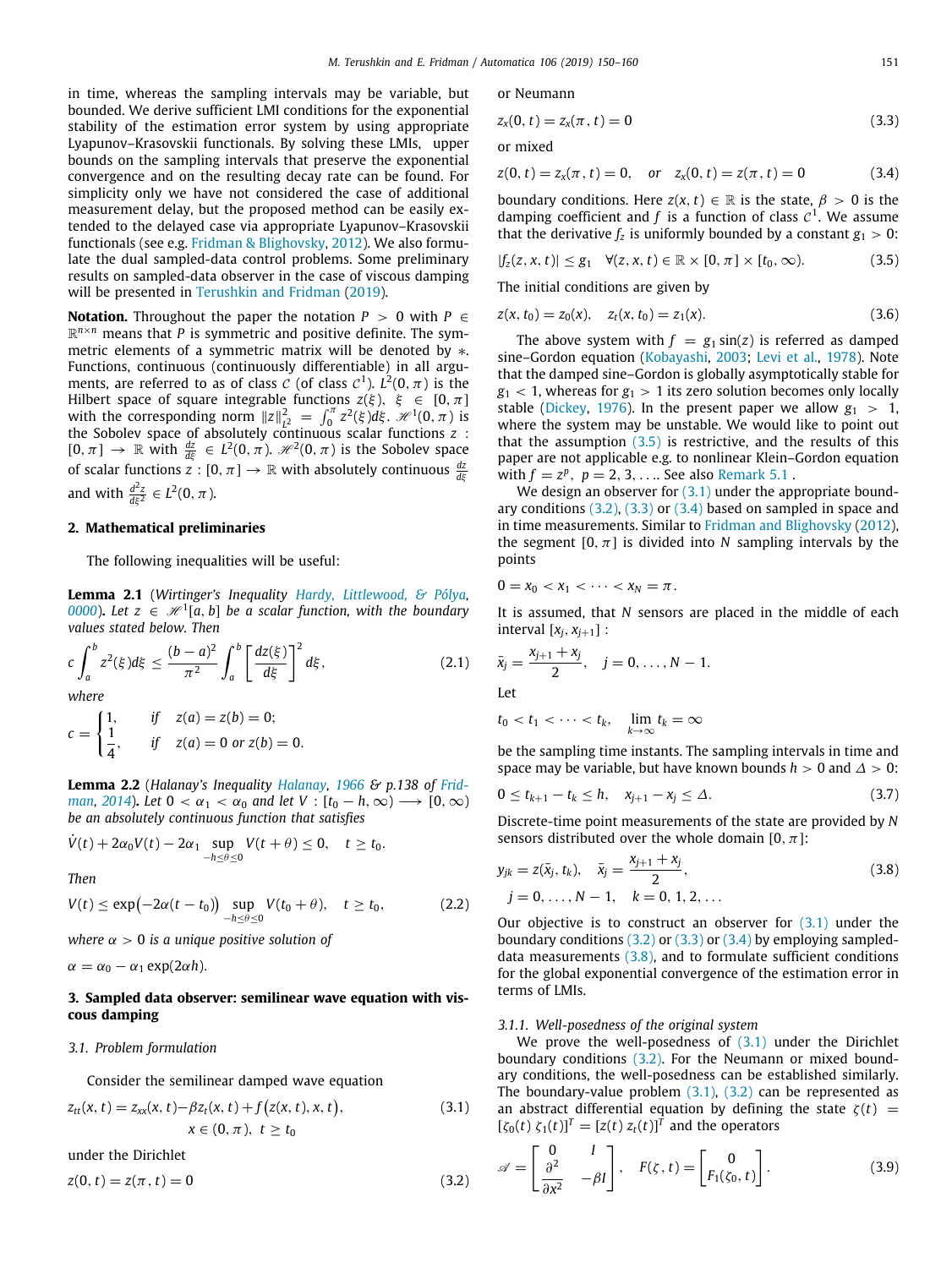in time, whereas the sampling intervals may be variable, but bounded. We derive sufficient LMI conditions for the exponential stability of the estimation error system by using appropriate Lyapunov–Krasovskii functionals. By solving these LMIs, upper bounds on the sampling intervals that preserve the exponential convergence and on the resulting decay rate can be found. For simplicity only we have not considered the case of additional measurement delay, but the proposed method can be easily extended to the delayed case via appropriate Lyapunov–Krasovskii functionals (see e.g. Fridman & Blighovsky, 2012). We also formulate the dual sampled-data control problems. Some preliminary results on sampled-data observer in the case of viscous damping will be presented in Terushkin and Fridman (2019).

**Notation.** Throughout the paper the notation $P > 0$ with $P \in \mathbb{R}^{n\times n}$ means that $P$ is symmetric and positive definite. The symmetric elements of a symmetric matrix will be denoted by $*$. Functions, continuous (continuously differentiable) in all arguments, are referred to as of class $\mathcal{C}$ (of class $\mathcal{C}^1$). $L^2(0,\pi)$ is the Hilbert space of square integrable functions $z(\xi)$, $\xi \in [0,\pi]$ with the corresponding norm $\|z\|^2_{L^2} = \int_0^\pi z^2(\xi)d\xi$. $\mathscr{H}^1(0,\pi)$ is the Sobolev space of absolutely continuous scalar functions $z : [0,\pi] \to \mathbb{R}$ with $\frac{dz}{d\xi} \in L^2(0,\pi)$. $\mathscr{H}^2(0,\pi)$ is the Sobolev space of scalar functions $z : [0,\pi] \to \mathbb{R}$ with absolutely continuous $\frac{dz}{d\xi}$ and with $\frac{d^2z}{d\xi^2} \in L^2(0,\pi)$.

## 2. Mathematical preliminaries

The following inequalities will be useful:

**Lemma 2.1** (*Wirtinger's Inequality Hardy, Littlewood, & Pólya, 0000*). *Let $z \in \mathscr{H}^1[a,b]$ be a scalar function, with the boundary values stated below. Then*

$$c\int_a^b z^2(\xi)d\xi \le \frac{(b-a)^2}{\pi^2}\int_a^b \left[\frac{dz(\xi)}{d\xi}\right]^2 d\xi, \tag{2.1}$$

*where*

$$c = \begin{cases} 1, & \text{if} \quad z(a) = z(b) = 0; \\ \dfrac{1}{4}, & \text{if} \quad z(a) = 0 \text{ or } z(b) = 0. \end{cases}$$

**Lemma 2.2** (*Halanay's Inequality Halanay, 1966 & p.138 of Fridman, 2014*). *Let $0 < \alpha_1 < \alpha_0$ and let $V : [t_0 - h, \infty) \longrightarrow [0,\infty)$ be an absolutely continuous function that satisfies*

$$\dot V(t) + 2\alpha_0 V(t) - 2\alpha_1 \sup_{-h\le\theta\le 0} V(t+\theta) \le 0, \quad t \ge t_0.$$

*Then*

$$V(t) \le \exp\bigl(-2\alpha(t-t_0)\bigr) \sup_{-h\le\theta\le 0} V(t_0+\theta), \quad t \ge t_0, \tag{2.2}$$

*where $\alpha > 0$ is a unique positive solution of*

$$\alpha = \alpha_0 - \alpha_1 \exp(2\alpha h).$$

## 3. Sampled data observer: semilinear wave equation with viscous damping

### 3.1. Problem formulation

Consider the semilinear damped wave equation

$$z_{tt}(x,t) = z_{xx}(x,t) - \beta z_t(x,t) + f\bigl(z(x,t),x,t\bigr), \quad x \in (0,\pi),\ t \ge t_0 \tag{3.1}$$

under the Dirichlet

$$z(0,t) = z(\pi,t) = 0 \tag{3.2}$$

or Neumann

$$z_x(0,t) = z_x(\pi,t) = 0 \tag{3.3}$$

or mixed

$$z(0,t) = z_x(\pi,t) = 0, \quad \text{or} \quad z_x(0,t) = z(\pi,t) = 0 \tag{3.4}$$

boundary conditions. Here $z(x,t) \in \mathbb{R}$ is the state, $\beta > 0$ is the damping coefficient and $f$ is a function of class $\mathcal{C}^1$. We assume that the derivative $f_z$ is uniformly bounded by a constant $g_1 > 0$:

$$|f_z(z,x,t)| \le g_1 \quad \forall (z,x,t) \in \mathbb{R}\times[0,\pi]\times[t_0,\infty). \tag{3.5}$$

The initial conditions are given by

$$z(x,t_0) = z_0(x), \quad z_t(x,t_0) = z_1(x). \tag{3.6}$$

The above system with $f = g_1\sin(z)$ is referred as damped sine–Gordon equation (Kobayashi, 2003; Levi et al., 1978). Note that the damped sine–Gordon is globally asymptotically stable for $g_1 < 1$, whereas for $g_1 > 1$ its zero solution becomes only locally stable (Dickey, 1976). In the present paper we allow $g_1 > 1$, where the system may be unstable. We would like to point out that the assumption (3.5) is restrictive, and the results of this paper are not applicable e.g. to nonlinear Klein–Gordon equation with $f = z^p$, $p = 2, 3, \ldots$. See also Remark 5.1 .

We design an observer for (3.1) under the appropriate boundary conditions (3.2), (3.3) or (3.4) based on sampled in space and in time measurements. Similar to Fridman and Blighovsky (2012), the segment $[0,\pi]$ is divided into $N$ sampling intervals by the points

$$0 = x_0 < x_1 < \cdots < x_N = \pi.$$

It is assumed, that $N$ sensors are placed in the middle of each interval $[x_j, x_{j+1}]$ :

$$\bar x_j = \frac{x_{j+1}+x_j}{2}, \quad j = 0,\ldots,N-1.$$

Let

$$t_0 < t_1 < \cdots < t_k, \quad \lim_{k\to\infty} t_k = \infty$$

be the sampling time instants. The sampling intervals in time and space may be variable, but have known bounds $h > 0$ and $\Delta > 0$:

$$0 \le t_{k+1} - t_k \le h, \quad x_{j+1} - x_j \le \Delta. \tag{3.7}$$

Discrete-time point measurements of the state are provided by $N$ sensors distributed over the whole domain $[0,\pi]$:

$$y_{jk} = z(\bar x_j, t_k), \quad \bar x_j = \frac{x_{j+1}+x_j}{2}, \quad j = 0,\ldots,N-1, \quad k = 0,1,2,\ldots \tag{3.8}$$

Our objective is to construct an observer for (3.1) under the boundary conditions (3.2) or (3.3) or (3.4) by employing sampled-data measurements (3.8), and to formulate sufficient conditions for the global exponential convergence of the estimation error in terms of LMIs.

#### 3.1.1. Well-posedness of the original system

We prove the well-posedness of (3.1) under the Dirichlet boundary conditions (3.2). For the Neumann or mixed boundary conditions, the well-posedness can be established similarly. The boundary-value problem (3.1), (3.2) can be represented as an abstract differential equation by defining the state $\zeta(t) = [\zeta_0(t)\ \zeta_1(t)]^T = [z(t)\ z_t(t)]^T$ and the operators

$$\mathscr{A} = \begin{bmatrix} 0 & I \\ \dfrac{\partial^2}{\partial x^2} & -\beta I \end{bmatrix}, \quad F(\zeta,t) = \begin{bmatrix} 0 \\ F_1(\zeta_0,t) \end{bmatrix}. \tag{3.9}$$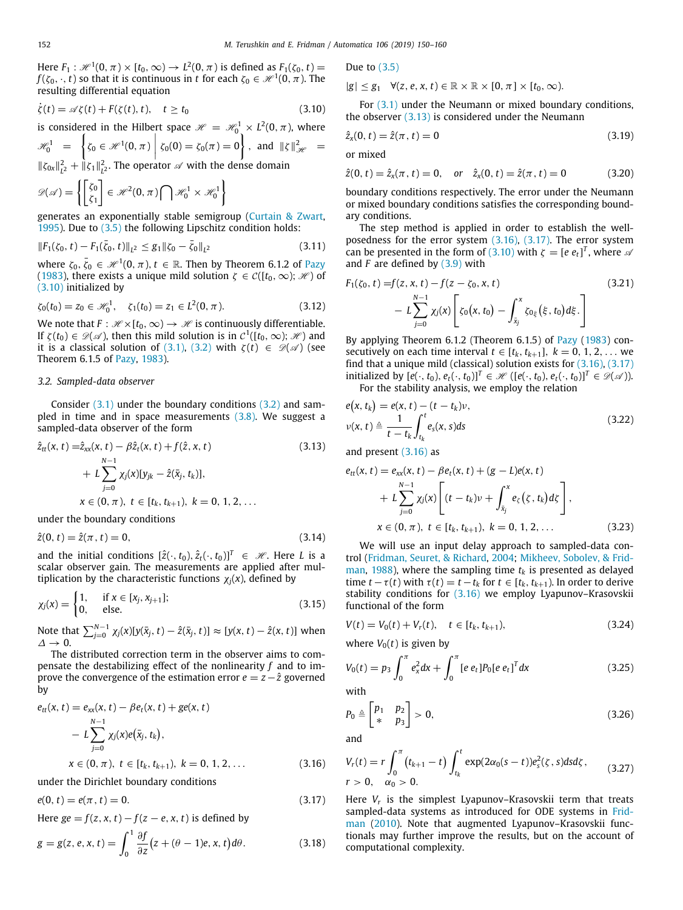Here $F_1 : \mathscr{H}^1(0,\pi) \times [t_0, \infty) \to L^2(0,\pi)$ is defined as $F_1(\zeta_0, t) = f(\zeta_0, \cdot, t)$ so that it is continuous in $t$ for each $\zeta_0 \in \mathscr{H}^1(0,\pi)$. The resulting differential equation

$$\dot{\zeta}(t) = \mathscr{A}\zeta(t) + F(\zeta(t), t), \quad t \geq t_0 \tag{3.10}$$

is considered in the Hilbert space $\mathscr{H} = \mathscr{H}_0^1 \times L^2(0,\pi)$, where $\mathscr{H}_0^1 = \left\{ \zeta_0 \in \mathscr{H}^1(0,\pi) \,\middle|\, \zeta_0(0) = \zeta_0(\pi) = 0 \right\}$, and $\|\zeta\|^2_{\mathscr{H}} = \|\zeta_{0x}\|^2_{L^2} + \|\zeta_1\|^2_{L^2}$. The operator $\mathscr{A}$ with the dense domain

$$\mathscr{D}(\mathscr{A}) = \left\{ \begin{bmatrix} \zeta_0 \\ \zeta_1 \end{bmatrix} \in \mathscr{H}^2(0,\pi) \bigcap \mathscr{H}_0^1 \times \mathscr{H}_0^1 \right\}$$

generates an exponentially stable semigroup (Curtain & Zwart, 1995). Due to (3.5) the following Lipschitz condition holds:

$$\|F_1(\zeta_0, t) - F_1(\bar{\zeta}_0, t)\|_{L^2} \leq g_1 \|\zeta_0 - \bar{\zeta}_0\|_{L^2} \tag{3.11}$$

where $\zeta_0, \bar{\zeta}_0 \in \mathscr{H}^1(0,\pi), t \in \mathbb{R}$. Then by Theorem 6.1.2 of Pazy (1983), there exists a unique mild solution $\zeta \in \mathcal{C}([t_0,\infty); \mathscr{H})$ of (3.10) initialized by

$$\zeta_0(t_0) = z_0 \in \mathscr{H}_0^1, \quad \zeta_1(t_0) = z_1 \in L^2(0,\pi). \tag{3.12}$$

We note that $F : \mathscr{H} \times [t_0,\infty) \to \mathscr{H}$ is continuously differentiable. If $\zeta(t_0) \in \mathscr{D}(\mathscr{A})$, then this mild solution is in $\mathcal{C}^1([t_0,\infty); \mathscr{H})$ and it is a classical solution of (3.1), (3.2) with $\zeta(t) \in \mathscr{D}(\mathscr{A})$ (see Theorem 6.1.5 of Pazy, 1983).

### 3.2. Sampled-data observer

Consider (3.1) under the boundary conditions (3.2) and sampled in time and in space measurements (3.8). We suggest a sampled-data observer of the form

$$\begin{aligned} \hat{z}_{tt}(x,t) =& \hat{z}_{xx}(x,t) - \beta \hat{z}_t(x,t) + f(\hat{z}, x, t) \\ &+ L \sum_{j=0}^{N-1} \chi_j(x)[y_{jk} - \hat{z}(\bar{x}_j, t_k)], \\ & x \in (0,\pi),\ t \in [t_k, t_{k+1}),\ k = 0,1,2,\ldots \end{aligned} \tag{3.13}$$

under the boundary conditions

$$\hat{z}(0,t) = \hat{z}(\pi,t) = 0, \tag{3.14}$$

and the initial conditions $[\hat{z}(\cdot,t_0), \hat{z}_t(\cdot,t_0)]^T \in \mathscr{H}$. Here $L$ is a scalar observer gain. The measurements are applied after multiplication by the characteristic functions $\chi_j(x)$, defined by

$$\chi_j(x) = \begin{cases} 1, & \text{if } x \in [x_j, x_{j+1}]; \\ 0, & \text{else.} \end{cases} \tag{3.15}$$

Note that $\sum_{j=0}^{N-1} \chi_j(x)[y(\bar{x}_j, t) - \hat{z}(\bar{x}_j, t)] \approx [y(x,t) - \hat{z}(x,t)]$ when $\Delta \to 0$.

The distributed correction term in the observer aims to compensate the destabilizing effect of the nonlinearity $f$ and to improve the convergence of the estimation error $e = z - \hat{z}$ governed by

$$\begin{aligned} e_{tt}(x,t) =& e_{xx}(x,t) - \beta e_t(x,t) + g e(x,t) \\ &- L \sum_{j=0}^{N-1} \chi_j(x) e(\bar{x}_j, t_k), \\ & x \in (0,\pi),\ t \in [t_k, t_{k+1}),\ k = 0,1,2,\ldots \end{aligned} \tag{3.16}$$

under the Dirichlet boundary conditions

$$e(0,t) = e(\pi,t) = 0. \tag{3.17}$$

Here $ge = f(z,x,t) - f(z-e,x,t)$ is defined by

$$g = g(z,e,x,t) = \int_0^1 \frac{\partial f}{\partial z}\big(z + (\theta - 1)e, x, t\big) d\theta. \tag{3.18}$$

Due to (3.5)

$$|g| \leq g_1 \quad \forall (z,e,x,t) \in \mathbb{R} \times \mathbb{R} \times [0,\pi] \times [t_0,\infty).$$

For (3.1) under the Neumann or mixed boundary conditions, the observer (3.13) is considered under the Neumann

$$\hat{z}_x(0,t) = \hat{z}(\pi,t) = 0 \tag{3.19}$$

or mixed

$$\hat{z}(0,t) = \hat{z}_x(\pi,t) = 0, \quad or \quad \hat{z}_x(0,t) = \hat{z}(\pi,t) = 0 \tag{3.20}$$

boundary conditions respectively. The error under the Neumann or mixed boundary conditions satisfies the corresponding boundary conditions.

The step method is applied in order to establish the well-posedness for the error system (3.16), (3.17). The error system can be presented in the form of (3.10) with $\zeta = [e\ e_t]^T$, where $\mathscr{A}$ and $F$ are defined by (3.9) with

$$\begin{aligned} F_1(\zeta_0, t) =& f(z,x,t) - f(z - \zeta_0, x, t) \\ &- L \sum_{j=0}^{N-1} \chi_j(x) \left[ \zeta_0\big(x, t_0\big) - \int_{\bar{x}_j}^{x} \zeta_{0\xi}\big(\xi, t_0\big) d\xi \right]. \end{aligned} \tag{3.21}$$

By applying Theorem 6.1.2 (Theorem 6.1.5) of Pazy (1983) consecutively on each time interval $t \in [t_k, t_{k+1}]$, $k = 0,1,2,\ldots$ we find that a unique mild (classical) solution exists for (3.16), (3.17) initialized by $[e(\cdot,t_0), e_t(\cdot,t_0)]^T \in \mathscr{H}$ ($[e(\cdot,t_0), e_t(\cdot,t_0)]^T \in \mathscr{D}(\mathscr{A})$).

For the stability analysis, we employ the relation

$$\begin{aligned} & e\big(x, t_k\big) = e(x,t) - (t - t_k)\nu, \\ & \nu(x,t) \triangleq \frac{1}{t - t_k} \int_{t_k}^{t} e_s(x,s) ds \end{aligned} \tag{3.22}$$

and present (3.16) as

$$\begin{aligned} e_{tt}(x,t) =& e_{xx}(x,t) - \beta e_t(x,t) + (g - L)e(x,t) \\ &+ L \sum_{j=0}^{N-1} \chi_j(x) \left[ (t - t_k)\nu + \int_{\bar{x}_j}^{x} e_\zeta\big(\zeta, t_k\big) d\zeta \right], \\ & x \in (0,\pi),\ t \in [t_k, t_{k+1}),\ k = 0,1,2,\ldots \end{aligned} \tag{3.23}$$

We will use an input delay approach to sampled-data control (Fridman, Seuret, & Richard, 2004; Mikheev, Sobolev, & Fridman, 1988), where the sampling time $t_k$ is presented as delayed time $t - \tau(t)$ with $\tau(t) = t - t_k$ for $t \in [t_k, t_{k+1})$. In order to derive stability conditions for (3.16) we employ Lyapunov–Krasovskii functional of the form

$$V(t) = V_0(t) + V_r(t), \quad t \in [t_k, t_{k+1}), \tag{3.24}$$

where $V_0(t)$ is given by

$$V_0(t) = p_3 \int_0^\pi e_x^2 dx + \int_0^\pi [e\ e_t] P_0 [e\ e_t]^T dx \tag{3.25}$$

with

$$P_0 \triangleq \begin{bmatrix} p_1 & p_2 \\ * & p_3 \end{bmatrix} > 0, \tag{3.26}$$

and

$$\begin{aligned} & V_r(t) = r \int_0^\pi \big(t_{k+1} - t\big) \int_{t_k}^{t} \exp(2\alpha_0(s - t)) e_s^2(\zeta, s) ds d\zeta, \\ & r > 0, \quad \alpha_0 > 0. \end{aligned} \tag{3.27}$$

Here $V_r$ is the simplest Lyapunov–Krasovskii term that treats sampled-data systems as introduced for ODE systems in Fridman (2010). Note that augmented Lyapunov–Krasovskii functionals may further improve the results, but on the account of computational complexity.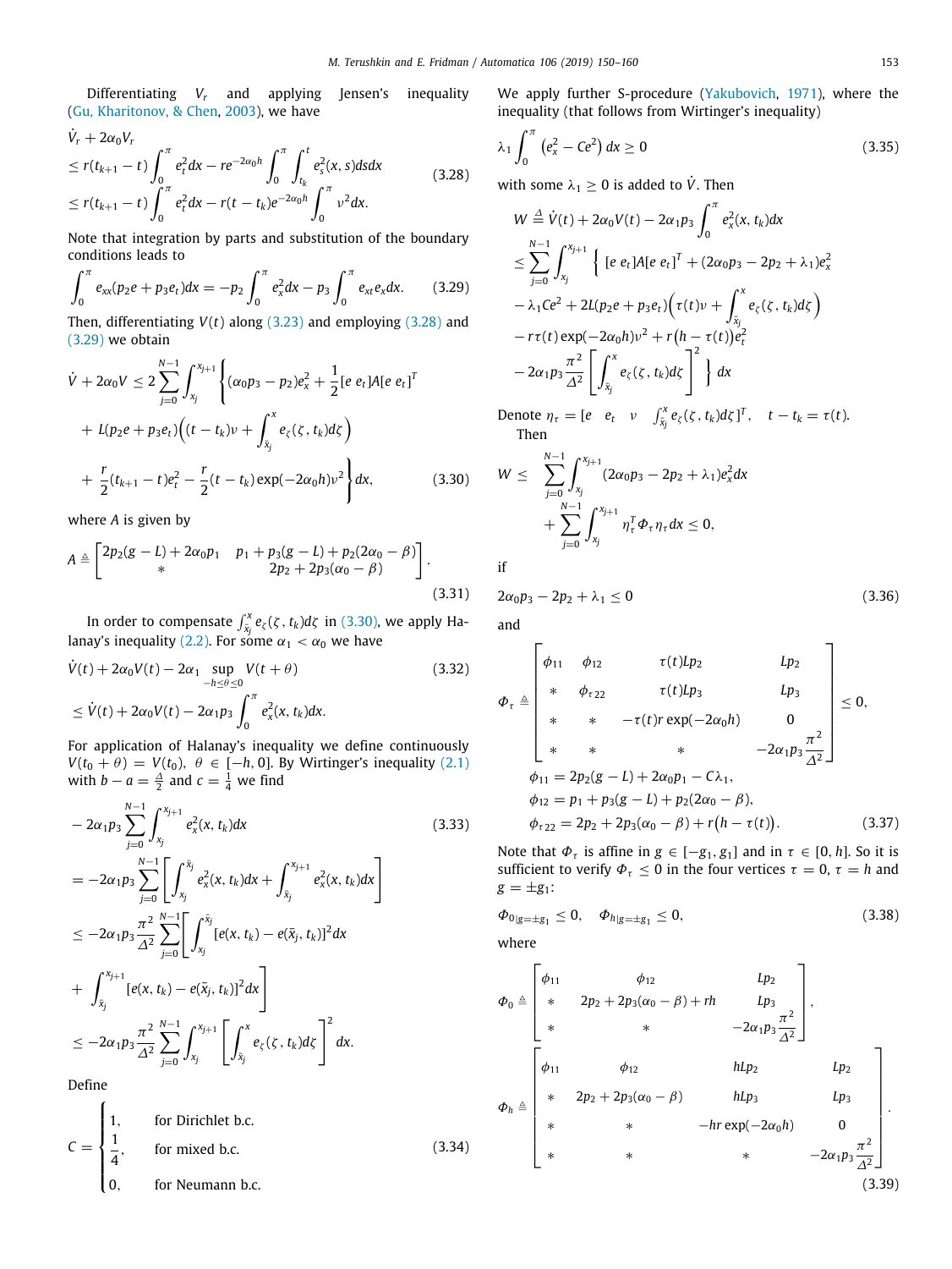Differentiating $V_r$ and applying Jensen's inequality (Gu, Kharitonov, & Chen, 2003), we have

$$
\begin{aligned}
&\dot{V}_r + 2\alpha_0 V_r \\
&\le r(t_{k+1}-t)\int_0^\pi e_t^2 dx - re^{-2\alpha_0 h}\int_0^\pi \int_{t_k}^t e_s^2(x,s)ds dx \\
&\le r(t_{k+1}-t)\int_0^\pi e_t^2 dx - r(t-t_k)e^{-2\alpha_0 h}\int_0^\pi \nu^2 dx.
\end{aligned} \tag{3.28}
$$

Note that integration by parts and substitution of the boundary conditions leads to

$$
\int_0^\pi e_{xx}(p_2 e + p_3 e_t)dx = -p_2\int_0^\pi e_x^2 dx - p_3\int_0^\pi e_{xt}e_x dx. \tag{3.29}
$$

Then, differentiating $V(t)$ along (3.23) and employing (3.28) and (3.29) we obtain

$$
\begin{aligned}
\dot{V} + 2\alpha_0 V &\le 2\sum_{j=0}^{N-1}\int_{x_j}^{x_{j+1}} \Bigg\{ (\alpha_0 p_3 - p_2)e_x^2 + \frac{1}{2}[e\ e_t]A[e\ e_t]^T \\
&+ L(p_2 e + p_3 e_t)\Big((t-t_k)\nu + \int_{\bar{x}_j}^x e_\zeta(\zeta, t_k)d\zeta\Big) \\
&+ \frac{r}{2}(t_{k+1}-t)e_t^2 - \frac{r}{2}(t-t_k)\exp(-2\alpha_0 h)\nu^2 \Bigg\} dx,
\end{aligned} \tag{3.30}
$$

where $A$ is given by

$$
A \triangleq \begin{bmatrix} 2p_2(g-L) + 2\alpha_0 p_1 & p_1 + p_3(g-L) + p_2(2\alpha_0 - \beta) \\ * & 2p_2 + 2p_3(\alpha_0 - \beta) \end{bmatrix}. \tag{3.31}
$$

In order to compensate $\int_{\bar{x}_j}^x e_\zeta(\zeta, t_k)d\zeta$ in (3.30), we apply Halanay's inequality (2.2). For some $\alpha_1 < \alpha_0$ we have

$$
\begin{aligned}
&\dot{V}(t) + 2\alpha_0 V(t) - 2\alpha_1 \sup_{-h\le\theta\le 0} V(t+\theta) \\
&\le \dot{V}(t) + 2\alpha_0 V(t) - 2\alpha_1 p_3 \int_0^\pi e_x^2(x, t_k)dx.
\end{aligned} \tag{3.32}
$$

For application of Halanay's inequality we define continuously $V(t_0+\theta) = V(t_0)$, $\theta \in [-h, 0]$. By Wirtinger's inequality (2.1) with $b - a = \frac{\Delta}{2}$ and $c = \frac{1}{4}$ we find

$$
\begin{aligned}
&-2\alpha_1 p_3 \sum_{j=0}^{N-1}\int_{x_j}^{x_{j+1}} e_x^2(x,t_k)dx \\
&= -2\alpha_1 p_3 \sum_{j=0}^{N-1}\left[\int_{x_j}^{\bar{x}_j} e_x^2(x,t_k)dx + \int_{\bar{x}_j}^{x_{j+1}} e_x^2(x,t_k)dx\right] \\
&\le -2\alpha_1 p_3 \frac{\pi^2}{\Delta^2}\sum_{j=0}^{N-1}\Bigg[\int_{x_j}^{\bar{x}_j}[e(x,t_k) - e(\bar{x}_j, t_k)]^2 dx \\
&+ \int_{\bar{x}_j}^{x_{j+1}}[e(x,t_k) - e(\bar{x}_j,t_k)]^2 dx\Bigg] \\
&\le -2\alpha_1 p_3 \frac{\pi^2}{\Delta^2}\sum_{j=0}^{N-1}\int_{x_j}^{x_{j+1}}\left[\int_{\bar{x}_j}^x e_\zeta(\zeta,t_k)d\zeta\right]^2 dx.
\end{aligned} \tag{3.33}
$$

Define

$$
C = \begin{cases} 1, & \text{for Dirichlet b.c.} \\ \frac{1}{4}, & \text{for mixed b.c.} \\ 0, & \text{for Neumann b.c.} \end{cases} \tag{3.34}
$$

We apply further S-procedure (Yakubovich, 1971), where the inequality (that follows from Wirtinger's inequality)

$$
\lambda_1 \int_0^\pi \left(e_x^2 - Ce^2\right)dx \ge 0 \tag{3.35}
$$

with some $\lambda_1 \ge 0$ is added to $\dot{V}$. Then

$$
\begin{aligned}
W &\triangleq \dot{V}(t) + 2\alpha_0 V(t) - 2\alpha_1 p_3 \int_0^\pi e_x^2(x,t_k)dx \\
&\le \sum_{j=0}^{N-1}\int_{x_j}^{x_{j+1}} \Bigg\{ [e\ e_t]A[e\ e_t]^T + (2\alpha_0 p_3 - 2p_2 + \lambda_1)e_x^2 \\
&- \lambda_1 Ce^2 + 2L(p_2 e + p_3 e_t)\Big(\tau(t)\nu + \int_{\bar{x}_j}^x e_\zeta(\zeta,t_k)d\zeta\Big) \\
&- r\tau(t)\exp(-2\alpha_0 h)\nu^2 + r\big(h - \tau(t)\big)e_t^2 \\
&- 2\alpha_1 p_3 \frac{\pi^2}{\Delta^2}\left[\int_{\bar{x}_j}^x e_\zeta(\zeta,t_k)d\zeta\right]^2 \Bigg\} dx
\end{aligned}
$$

Denote $\eta_\tau = [e \quad e_t \quad \nu \quad \int_{\bar{x}_j}^x e_\zeta(\zeta,t_k)d\zeta]^T$, $\quad t - t_k = \tau(t)$.

Then

$$
\begin{aligned}
W \le &\sum_{j=0}^{N-1}\int_{x_j}^{x_{j+1}}(2\alpha_0 p_3 - 2p_2 + \lambda_1)e_x^2 dx \\
&+ \sum_{j=0}^{N-1}\int_{x_j}^{x_{j+1}} \eta_\tau^T \Phi_\tau \eta_\tau dx \le 0,
\end{aligned}
$$

if

$$
2\alpha_0 p_3 - 2p_2 + \lambda_1 \le 0 \tag{3.36}
$$

and

$$
\begin{aligned}
&\Phi_\tau \triangleq \begin{bmatrix} \phi_{11} & \phi_{12} & \tau(t)Lp_2 & Lp_2 \\ * & \phi_{\tau 22} & \tau(t)Lp_3 & Lp_3 \\ * & * & -\tau(t)r\exp(-2\alpha_0 h) & 0 \\ * & * & * & -2\alpha_1 p_3 \frac{\pi^2}{\Delta^2} \end{bmatrix} \le 0, \\
&\phi_{11} = 2p_2(g-L) + 2\alpha_0 p_1 - C\lambda_1, \\
&\phi_{12} = p_1 + p_3(g-L) + p_2(2\alpha_0 - \beta), \\
&\phi_{\tau 22} = 2p_2 + 2p_3(\alpha_0 - \beta) + r\big(h - \tau(t)\big).
\end{aligned} \tag{3.37}
$$

Note that $\Phi_\tau$ is affine in $g \in [-g_1, g_1]$ and in $\tau \in [0, h]$. So it is sufficient to verify $\Phi_\tau \le 0$ in the four vertices $\tau = 0$, $\tau = h$ and $g = \pm g_1$:

$$
\Phi_{0|g=\pm g_1} \le 0, \quad \Phi_{h|g=\pm g_1} \le 0, \tag{3.38}
$$

where

$$
\begin{aligned}
&\Phi_0 \triangleq \begin{bmatrix} \phi_{11} & \phi_{12} & Lp_2 \\ * & 2p_2 + 2p_3(\alpha_0 - \beta) + rh & Lp_3 \\ * & * & -2\alpha_1 p_3 \frac{\pi^2}{\Delta^2} \end{bmatrix}, \\
&\Phi_h \triangleq \begin{bmatrix} \phi_{11} & \phi_{12} & hLp_2 & Lp_2 \\ * & 2p_2 + 2p_3(\alpha_0 - \beta) & hLp_3 & Lp_3 \\ * & * & -hr\exp(-2\alpha_0 h) & 0 \\ * & * & * & -2\alpha_1 p_3 \frac{\pi^2}{\Delta^2} \end{bmatrix}.
\end{aligned} \tag{3.39}
$$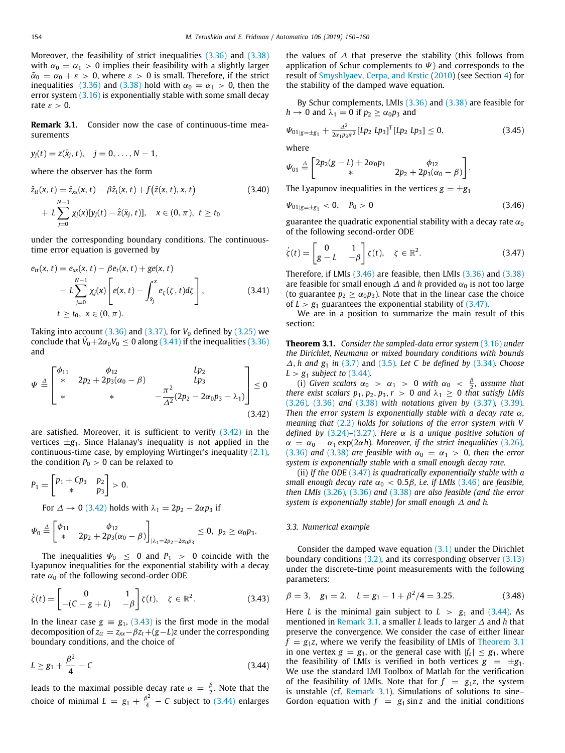Moreover, the feasibility of strict inequalities (3.36) and (3.38) with $\alpha_0 = \alpha_1 > 0$ implies their feasibility with a slightly larger $\bar{\alpha}_0 = \alpha_0 + \varepsilon > 0$, where $\varepsilon > 0$ is small. Therefore, if the strict inequalities (3.36) and (3.38) hold with $\alpha_0 = \alpha_1 > 0$, then the error system (3.16) is exponentially stable with some small decay rate $\varepsilon > 0$.

**Remark 3.1.** Consider now the case of continuous-time measurements

$$y_j(t) = z(\bar{x}_j, t), \quad j = 0, \dots, N-1,$$

where the observer has the form

$$\hat{z}_{tt}(x,t) = \hat{z}_{xx}(x,t) - \beta \hat{z}_t(x,t) + f\big(\hat{z}(x,t), x, t\big) \tag{3.40}$$

$$+ L\sum_{j=0}^{N-1} \chi_j(x)[y_j(t) - \hat{z}(\bar{x}_j, t)], \quad x \in (0,\pi), \ t \geq t_0$$

under the corresponding boundary conditions. The continuous-time error equation is governed by

$$\begin{aligned} e_{tt}(x,t) &= e_{xx}(x,t) - \beta e_t(x,t) + g e(x,t) \\ &\quad - L\sum_{j=0}^{N-1} \chi_j(x)\left[e(x,t) - \int_{\bar{x}_j}^{x} e_\zeta(\zeta,t)d\zeta\right], \\ &\quad t \geq t_0, \ x \in (0,\pi). \end{aligned} \tag{3.41}$$

Taking into account (3.36) and (3.37), for $V_0$ defined by (3.25) we conclude that $\dot{V}_0 + 2\alpha_0 V_0 \leq 0$ along (3.41) if the inequalities (3.36) and

$$\Psi \triangleq \begin{bmatrix} \phi_{11} & \phi_{12} & Lp_2 \\ * & 2p_2 + 2p_3(\alpha_0 - \beta) & Lp_3 \\ * & * & -\frac{\pi^2}{\Delta^2}(2p_2 - 2\alpha_0 p_3 - \lambda_1) \end{bmatrix} \leq 0 \tag{3.42}$$

are satisfied. Moreover, it is sufficient to verify (3.42) in the vertices $\pm g_1$. Since Halanay's inequality is not applied in the continuous-time case, by employing Wirtinger's inequality (2.1), the condition $P_0 > 0$ can be relaxed to

$$P_1 = \begin{bmatrix} p_1 + Cp_3 & p_2 \\ * & p_3 \end{bmatrix} > 0.$$

For $\Delta \to 0$ (3.42) holds with $\lambda_1 = 2p_2 - 2\alpha p_3$ if

$$\Psi_0 \triangleq \begin{bmatrix} \phi_{11} & \phi_{12} \\ * & 2p_2 + 2p_3(\alpha_0 - \beta) \end{bmatrix}_{|\lambda_1 = 2p_2 - 2\alpha_0 p_3} \leq 0, \ p_2 \geq \alpha_0 p_3.$$

The inequalities $\Psi_0 \leq 0$ and $P_1 > 0$ coincide with the Lyapunov inequalities for the exponential stability with a decay rate $\alpha_0$ of the following second-order ODE

$$\dot{\zeta}(t) = \begin{bmatrix} 0 & 1 \\ -(C - g + L) & -\beta \end{bmatrix}\zeta(t), \quad \zeta \in \mathbb{R}^2. \tag{3.43}$$

In the linear case $g \equiv g_1$, (3.43) is the first mode in the modal decomposition of $z_{tt} = z_{xx} - \beta z_t + (g - L)z$ under the corresponding boundary conditions, and the choice of

$$L \geq g_1 + \frac{\beta^2}{4} - C \tag{3.44}$$

leads to the maximal possible decay rate $\alpha = \frac{\beta}{2}$. Note that the choice of minimal $L = g_1 + \frac{\beta^2}{4} - C$ subject to (3.44) enlarges the values of $\Delta$ that preserve the stability (this follows from application of Schur complements to $\Psi$) and corresponds to the result of Smyshlyaev, Cerpa, and Krstic (2010) (see Section 4) for the stability of the damped wave equation.

By Schur complements, LMIs (3.36) and (3.38) are feasible for $h \to 0$ and $\lambda_1 = 0$ if $p_2 \geq \alpha_0 p_3$ and

$$\Psi_{01|g=\pm g_1} + \frac{\Delta^2}{2\alpha_1 p_3 \pi^2}[Lp_2 \ Lp_3]^T[Lp_2 \ Lp_3] \leq 0, \tag{3.45}$$

where

$$\Psi_{01} \triangleq \begin{bmatrix} 2p_2(g - L) + 2\alpha_0 p_1 & \phi_{12} \\ * & 2p_2 + 2p_3(\alpha_0 - \beta) \end{bmatrix}.$$

The Lyapunov inequalities in the vertices $g = \pm g_1$

$$\Psi_{01|g=\pm g_1} < 0, \quad P_0 > 0 \tag{3.46}$$

guarantee the quadratic exponential stability with a decay rate $\alpha_0$ of the following second-order ODE

$$\dot{\zeta}(t) = \begin{bmatrix} 0 & 1 \\ g - L & -\beta \end{bmatrix}\zeta(t), \quad \zeta \in \mathbb{R}^2. \tag{3.47}$$

Therefore, if LMIs (3.46) are feasible, then LMIs (3.36) and (3.38) are feasible for small enough $\Delta$ and $h$ provided $\alpha_0$ is not too large (to guarantee $p_2 \geq \alpha_0 p_3$). Note that in the linear case the choice of $L > g_1$ guarantees the exponential stability of (3.47).

We are in a position to summarize the main result of this section:

**Theorem 3.1.** *Consider the sampled-data error system (3.16) under the Dirichlet, Neumann or mixed boundary conditions with bounds $\Delta$, $h$ and $g_1$ in (3.7) and (3.5). Let $C$ be defined by (3.34). Choose $L > g_1$ subject to (3.44).*

*(i) Given scalars $\alpha_0 > \alpha_1 > 0$ with $\alpha_0 < \frac{\beta}{2}$, assume that there exist scalars $p_1, p_2, p_3, r > 0$ and $\lambda_1 \geq 0$ that satisfy LMIs (3.26), (3.36) and (3.38) with notations given by (3.37), (3.39). Then the error system is exponentially stable with a decay rate $\alpha$, meaning that (2.2) holds for solutions of the error system with $V$ defined by (3.24)–(3.27). Here $\alpha$ is a unique positive solution of $\alpha = \alpha_0 - \alpha_1 \exp(2\alpha h)$. Moreover, if the strict inequalities (3.26), (3.36) and (3.38) are feasible with $\alpha_0 = \alpha_1 > 0$, then the error system is exponentially stable with a small enough decay rate.*

*(ii) If the ODE (3.47) is quadratically exponentially stable with a small enough decay rate $\alpha_0 < 0.5\beta$, i.e. if LMIs (3.46) are feasible, then LMIs (3.26), (3.36) and (3.38) are also feasible (and the error system is exponentially stable) for small enough $\Delta$ and $h$.*

### 3.3. Numerical example

Consider the damped wave equation (3.1) under the Dirichlet boundary conditions (3.2), and its corresponding observer (3.13) under the discrete-time point measurements with the following parameters:

$$\beta = 3, \quad g_1 = 2, \quad L = g_1 - 1 + \beta^2/4 = 3.25. \tag{3.48}$$

Here $L$ is the minimal gain subject to $L > g_1$ and (3.44). As mentioned in Remark 3.1, a smaller $L$ leads to larger $\Delta$ and $h$ that preserve the convergence. We consider the case of either linear $f = g_1 z$, where we verify the feasibility of LMIs of Theorem 3.1 in one vertex $g = g_1$, or the general case with $|f_z| \leq g_1$, where the feasibility of LMIs is verified in both vertices $g = \pm g_1$. We use the standard LMI Toolbox of Matlab for the verification of the feasibility of LMIs. Note that for $f = g_1 z$, the system is unstable (cf. Remark 3.1). Simulations of solutions to sine–Gordon equation with $f = g_1 \sin z$ and the initial conditions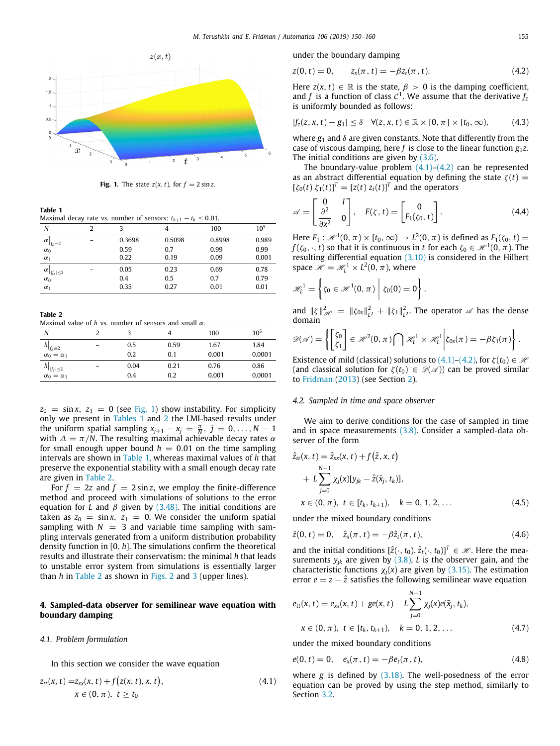Fig. 1. The state $z(x,t)$, for $f = 2\sin z$.

**Table 1**
Maximal decay rate vs. number of sensors: $t_{k+1} - t_k \le 0.01$.

| $N$ | 2 | 3 | 4 | 100 | $10^5$ |
|---|---|---|---|---|---|
| $\alpha\|_{f_z=2}$ | – | 0.3698 | 0.5098 | 0.8998 | 0.989 |
| $\alpha_0$ | | 0.59 | 0.7 | 0.99 | 0.99 |
| $\alpha_1$ | | 0.22 | 0.19 | 0.09 | 0.001 |
| $\alpha\|_{\|f_z\|\le 2}$ | – | 0.05 | 0.23 | 0.69 | 0.78 |
| $\alpha_0$ | | 0.4 | 0.5 | 0.7 | 0.79 |
| $\alpha_1$ | | 0.35 | 0.27 | 0.01 | 0.01 |

**Table 2**
Maximal value of $h$ vs. number of sensors and small $\alpha$.

| $N$ | 2 | 3 | 4 | 100 | $10^5$ |
|---|---|---|---|---|---|
| $h\|_{f_z=2}$ | – | 0.5 | 0.59 | 1.67 | 1.84 |
| $\alpha_0 = \alpha_1$ | | 0.2 | 0.1 | 0.001 | 0.0001 |
| $h\|_{\|f_z\|\le 2}$ | – | 0.04 | 0.21 | 0.76 | 0.86 |
| $\alpha_0 = \alpha_1$ | | 0.4 | 0.2 | 0.001 | 0.0001 |

$z_0 = \sin x$, $z_1 = 0$ (see Fig. 1) show instability. For simplicity only we present in Tables 1 and 2 the LMI-based results under the uniform spatial sampling $x_{j+1} - x_j = \frac{\pi}{N}$, $j = 0,\ldots,N-1$ with $\Delta = \pi/N$. The resulting maximal achievable decay rates $\alpha$ for small enough upper bound $h = 0.01$ on the time sampling intervals are shown in Table 1, whereas maximal values of $h$ that preserve the exponential stability with a small enough decay rate are given in Table 2.

For $f = 2z$ and $f = 2\sin z$, we employ the finite-difference method and proceed with simulations of solutions to the error equation for $L$ and $\beta$ given by (3.48). The initial conditions are taken as $z_0 = \sin x$, $z_1 = 0$. We consider the uniform spatial sampling with $N = 3$ and variable time sampling with sampling intervals generated from a uniform distribution probability density function in $[0, h]$. The simulations confirm the theoretical results and illustrate their conservatism: the minimal $h$ that leads to unstable error system from simulations is essentially larger than $h$ in Table 2 as shown in Figs. 2 and 3 (upper lines).

## 4. Sampled-data observer for semilinear wave equation with boundary damping

### 4.1. Problem formulation

In this section we consider the wave equation

$$z_{tt}(x,t) = z_{xx}(x,t) + f\big(z(x,t),x,t\big),\quad x\in(0,\pi),\ t\ge t_0 \tag{4.1}$$

under the boundary damping

$$z(0,t)=0,\qquad z_x(\pi,t) = -\beta z_t(\pi,t). \tag{4.2}$$

Here $z(x,t)\in\mathbb{R}$ is the state, $\beta > 0$ is the damping coefficient, and $f$ is a function of class $\mathcal{C}^1$. We assume that the derivative $f_z$ is uniformly bounded as follows:

$$|f_z(z,x,t) - g_1| \le \delta\quad \forall (z,x,t)\in\mathbb{R}\times[0,\pi]\times[t_0,\infty), \tag{4.3}$$

where $g_1$ and $\delta$ are given constants. Note that differently from the case of viscous damping, here $f$ is close to the linear function $g_1 z$. The initial conditions are given by (3.6).

The boundary-value problem (4.1)–(4.2) can be represented as an abstract differential equation by defining the state $\zeta(t) = [\zeta_0(t)\ \zeta_1(t)]^T = [z(t)\ z_t(t)]^T$ and the operators

$$\mathscr{A} = \begin{bmatrix} 0 & I \\ \frac{\partial^2}{\partial x^2} & 0\end{bmatrix},\quad F(\zeta,t) = \begin{bmatrix} 0 \\ F_1(\zeta_0,t)\end{bmatrix}. \tag{4.4}$$

Here $F_1 : \mathscr{H}^1(0,\pi)\times[t_0,\infty)\to L^2(0,\pi)$ is defined as $F_1(\zeta_0,t) = f(\zeta_0,\cdot,t)$ so that it is continuous in $t$ for each $\zeta_0\in\mathscr{H}^1(0,\pi)$. The resulting differential equation (3.10) is considered in the Hilbert space $\mathscr{H} = \mathscr{H}_L^1\times L^2(0,\pi)$, where

$$\mathscr{H}_L^1 = \left\{\zeta_0\in\mathscr{H}^1(0,\pi)\ \middle|\ \zeta_0(0)=0\right\}.$$

and $\|\zeta\|^2_{\mathscr{H}} = \|\zeta_{0x}\|^2_{L^2} + \|\zeta_1\|^2_{L^2}$. The operator $\mathscr{A}$ has the dense domain

$$\mathscr{D}(\mathscr{A}) = \left\{\begin{bmatrix}\zeta_0\\ \zeta_1\end{bmatrix}\in\mathscr{H}^2(0,\pi)\bigcap\mathscr{H}_L^1\times\mathscr{H}_L^1 \middle| \zeta_{0x}(\pi) = -\beta\zeta_1(\pi)\right\}.$$

Existence of mild (classical) solutions to (4.1)–(4.2), for $\zeta(t_0)\in\mathscr{H}$ (and classical solution for $\zeta(t_0)\in\mathscr{D}(\mathscr{A})$) can be proved similar to Fridman (2013) (see Section 2).

### 4.2. Sampled in time and space observer

We aim to derive conditions for the case of sampled in time and in space measurements (3.8). Consider a sampled-data observer of the form

$$\begin{aligned}\hat z_{tt}(x,t) &= \hat z_{xx}(x,t) + f\big(\hat z,x,t\big)\\ &\quad + L\sum_{j=0}^{N-1}\chi_j(x)[y_{jk} - \hat z(\bar x_j,t_k)],\\ &\quad x\in(0,\pi),\ t\in[t_k,t_{k+1}),\quad k=0,1,2,\ldots\end{aligned} \tag{4.5}$$

under the mixed boundary conditions

$$\hat z(0,t) = 0,\qquad \hat z_x(\pi,t) = -\beta\hat z_t(\pi,t), \tag{4.6}$$

and the initial conditions $[\hat z(\cdot,t_0), \hat z_t(\cdot,t_0)]^T\in\mathscr{H}$. Here the measurements $y_{jk}$ are given by (3.8), $L$ is the observer gain, and the characteristic functions $\chi_j(x)$ are given by (3.15). The estimation error $e = z - \hat z$ satisfies the following semilinear wave equation

$$\begin{aligned}e_{tt}(x,t) &= e_{xx}(x,t) + ge(x,t) - L\sum_{j=0}^{N-1}\chi_j(x)e(\bar x_j,t_k),\\ &\quad x\in(0,\pi),\ t\in[t_k,t_{k+1}),\quad k=0,1,2,\ldots\end{aligned} \tag{4.7}$$

under the mixed boundary conditions

$$e(0,t)=0,\qquad e_x(\pi,t) = -\beta e_t(\pi,t), \tag{4.8}$$

where $g$ is defined by (3.18). The well-posedness of the error equation can be proved by using the step method, similarly to Section 3.2.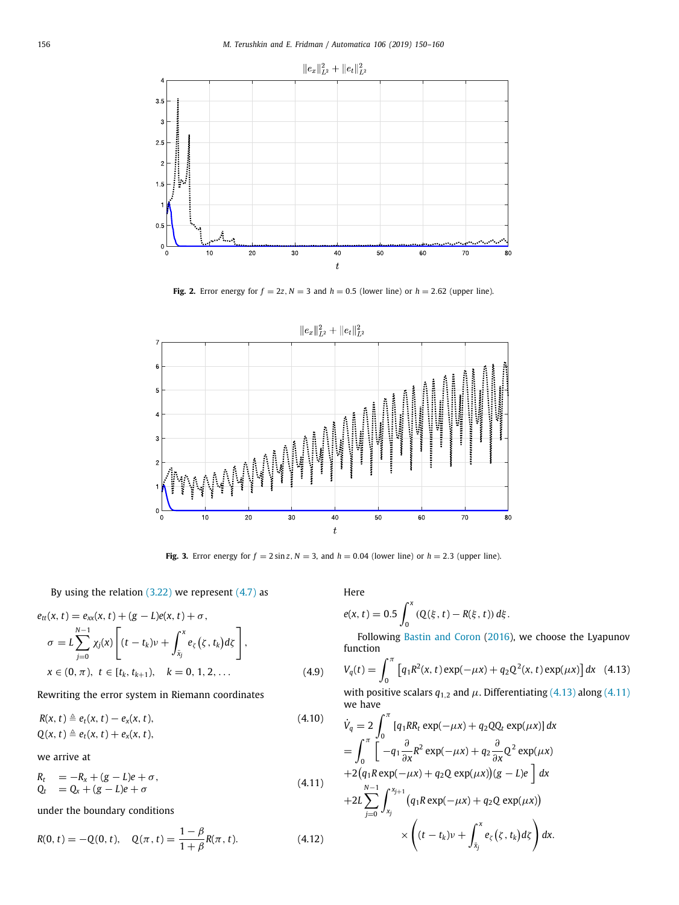Fig. 2. Error energy for $f = 2z, N = 3$ and $h = 0.5$ (lower line) or $h = 2.62$ (upper line).

Fig. 3. Error energy for $f = 2\sin z, N = 3$, and $h = 0.04$ (lower line) or $h = 2.3$ (upper line).

By using the relation (3.22) we represent (4.7) as

$$
\begin{aligned}
&e_{tt}(x,t) = e_{xx}(x,t) + (g-L)e(x,t) + \sigma, \\
&\sigma = L\sum_{j=0}^{N-1} \chi_j(x)\left[(t-t_k)\nu + \int_{\bar{x}_j}^{x} e_\zeta(\zeta, t_k)d\zeta\right], \\
&x \in (0,\pi),\ t \in [t_k, t_{k+1}),\quad k = 0,1,2,\ldots
\end{aligned} \tag{4.9}
$$

Rewriting the error system in Riemann coordinates

$$
\begin{aligned}
R(x,t) &\triangleq e_t(x,t) - e_x(x,t), \\
Q(x,t) &\triangleq e_t(x,t) + e_x(x,t),
\end{aligned} \tag{4.10}
$$

we arrive at

$$
\begin{aligned}
R_t &= -R_x + (g-L)e + \sigma, \\
Q_t &= Q_x + (g-L)e + \sigma
\end{aligned} \tag{4.11}
$$

under the boundary conditions

$$
R(0,t) = -Q(0,t), \quad Q(\pi,t) = \frac{1-\beta}{1+\beta}R(\pi,t). \tag{4.12}
$$

Here

$$
e(x,t) = 0.5\int_0^x (Q(\xi,t) - R(\xi,t))\,d\xi.
$$

Following Bastin and Coron (2016), we choose the Lyapunov function

$$
V_q(t) = \int_0^\pi \left[q_1 R^2(x,t)\exp(-\mu x) + q_2 Q^2(x,t)\exp(\mu x)\right]dx \tag{4.13}
$$

with positive scalars $q_{1,2}$ and $\mu$. Differentiating (4.13) along (4.11) we have

$$
\begin{aligned}
\dot{V}_q &= 2\int_0^\pi \left[q_1 R R_t \exp(-\mu x) + q_2 Q Q_t \exp(\mu x)\right]dx \\
&= \int_0^\pi \Big[ -q_1\frac{\partial}{\partial x}R^2\exp(-\mu x) + q_2\frac{\partial}{\partial x}Q^2\exp(\mu x) \\
&+ 2\big(q_1 R\exp(-\mu x) + q_2 Q\exp(\mu x)\big)(g-L)e \Big]\,dx \\
&+ 2L\sum_{j=0}^{N-1}\int_{x_j}^{x_{j+1}} \big(q_1 R\exp(-\mu x) + q_2 Q\exp(\mu x)\big) \\
&\qquad\times\left((t-t_k)\nu + \int_{\bar{x}_j}^{x} e_\zeta(\zeta,t_k)d\zeta\right)dx.
\end{aligned}
$$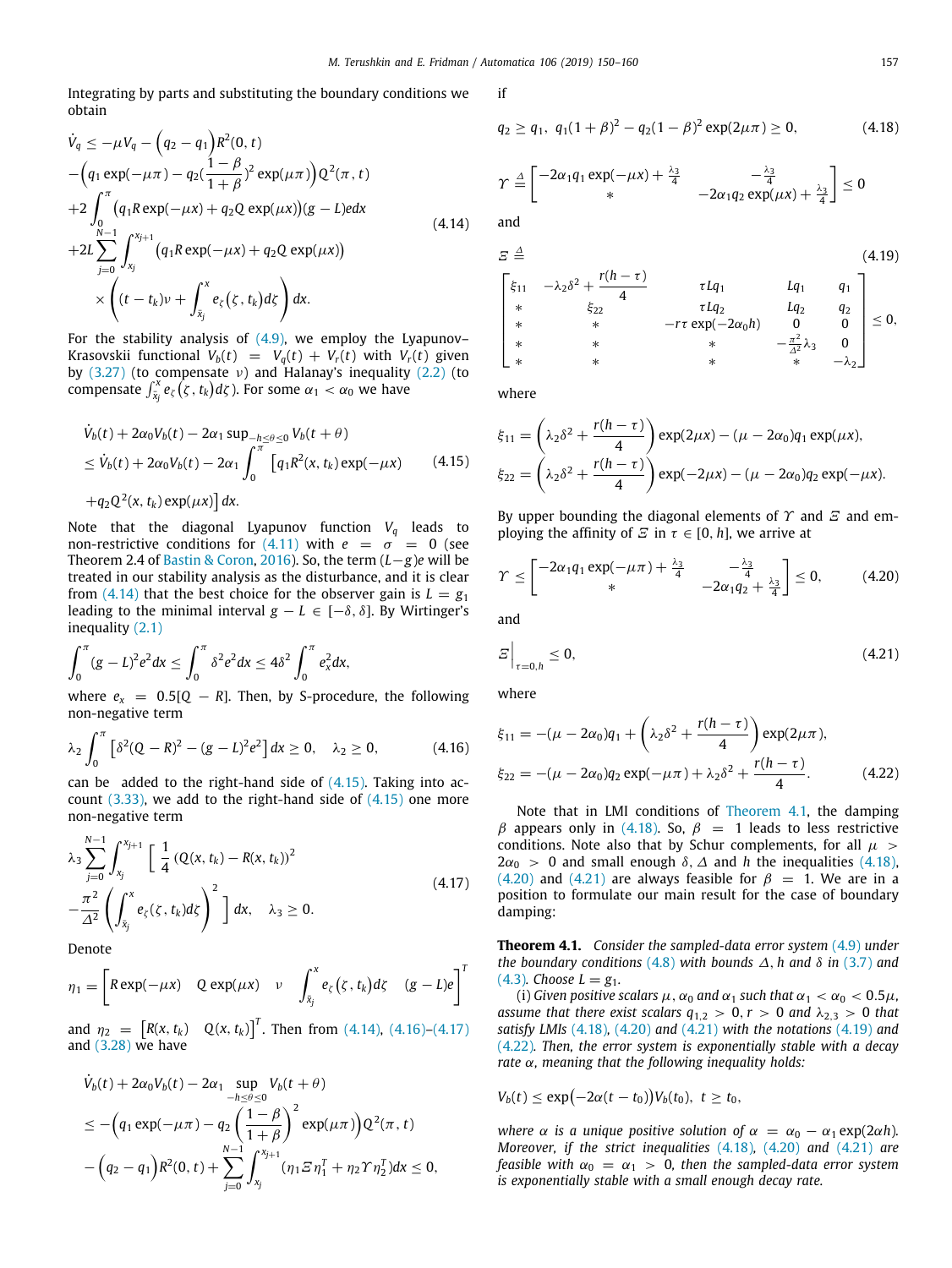Integrating by parts and substituting the boundary conditions we obtain

$$
\begin{aligned}
\dot{V}_q &\leq -\mu V_q - \Big(q_2 - q_1\Big) R^2(0,t) \\
&- \Big(q_1 \exp(-\mu\pi) - q_2 (\frac{1-\beta}{1+\beta})^2 \exp(\mu\pi)\Big) Q^2(\pi, t) \\
&+ 2\int_0^{\pi} \big(q_1 R \exp(-\mu x) + q_2 Q \exp(\mu x)\big)(g-L) e dx \\
&+ 2L \sum_{j=0}^{N-1} \int_{x_j}^{x_{j+1}} \big(q_1 R \exp(-\mu x) + q_2 Q \exp(\mu x)\big) \\
&\quad \times \left( (t - t_k)\nu + \int_{\bar{x}_j}^{x} e_\zeta\big(\zeta, t_k\big) d\zeta \right) dx.
\end{aligned} \tag{4.14}
$$

For the stability analysis of (4.9), we employ the Lyapunov–Krasovskii functional $V_b(t) = V_q(t) + V_r(t)$ with $V_r(t)$ given by (3.27) (to compensate $\nu$) and Halanay's inequality (2.2) (to compensate $\int_{\bar{x}_j}^{x} e_\zeta\big(\zeta, t_k\big)d\zeta$). For some $\alpha_1 < \alpha_0$ we have

$$
\begin{aligned}
&\dot{V}_b(t) + 2\alpha_0 V_b(t) - 2\alpha_1 \sup_{-h\leq\theta\leq 0} V_b(t+\theta) \\
&\leq \dot{V}_b(t) + 2\alpha_0 V_b(t) - 2\alpha_1 \int_0^{\pi} \big[q_1 R^2(x, t_k)\exp(-\mu x) \\
&+ q_2 Q^2(x, t_k)\exp(\mu x)\big] dx.
\end{aligned} \tag{4.15}
$$

Note that the diagonal Lyapunov function $V_q$ leads to non-restrictive conditions for (4.11) with $e = \sigma = 0$ (see Theorem 2.4 of Bastin & Coron, 2016). So, the term $(L-g)e$ will be treated in our stability analysis as the disturbance, and it is clear from (4.14) that the best choice for the observer gain is $L = g_1$ leading to the minimal interval $g - L \in [-\delta, \delta]$. By Wirtinger's inequality (2.1)

$$
\int_0^{\pi} (g-L)^2 e^2 dx \leq \int_0^{\pi} \delta^2 e^2 dx \leq 4\delta^2 \int_0^{\pi} e_x^2 dx,
$$

where $e_x = 0.5[Q - R]$. Then, by S-procedure, the following non-negative term

$$
\lambda_2 \int_0^{\pi} \left[\delta^2 (Q-R)^2 - (g-L)^2 e^2\right] dx \geq 0, \quad \lambda_2 \geq 0, \tag{4.16}
$$

can be added to the right-hand side of (4.15). Taking into account (3.33), we add to the right-hand side of (4.15) one more non-negative term

$$
\begin{aligned}
&\lambda_3 \sum_{j=0}^{N-1} \int_{x_j}^{x_{j+1}} \Bigg[ \frac{1}{4}\big(Q(x,t_k) - R(x,t_k)\big)^2 \\
&- \frac{\pi^2}{\Delta^2}\left(\int_{\bar{x}_j}^{x} e_\zeta(\zeta, t_k) d\zeta\right)^2 \Bigg] dx, \quad \lambda_3 \geq 0.
\end{aligned} \tag{4.17}
$$

Denote

$$
\eta_1 = \left[ R\exp(-\mu x) \quad Q\exp(\mu x) \quad \nu \quad \int_{\bar{x}_j}^{x} e_\zeta\big(\zeta, t_k\big) d\zeta \quad (g-L)e \right]^T
$$

and $\eta_2 = \left[R(x,t_k) \quad Q(x,t_k)\right]^T$. Then from (4.14), (4.16)–(4.17) and (3.28) we have

$$
\begin{aligned}
&\dot{V}_b(t) + 2\alpha_0 V_b(t) - 2\alpha_1 \sup_{-h\leq\theta\leq 0} V_b(t+\theta) \\
&\leq -\left(q_1\exp(-\mu\pi) - q_2\left(\frac{1-\beta}{1+\beta}\right)^2 \exp(\mu\pi)\right) Q^2(\pi, t) \\
&- \Big(q_2 - q_1\Big) R^2(0,t) + \sum_{j=0}^{N-1}\int_{x_j}^{x_{j+1}} (\eta_1 \Xi \eta_1^T + \eta_2 \Upsilon \eta_2^T) dx \leq 0,
\end{aligned}
$$

if

$$
q_2 \geq q_1, \;\; q_1(1+\beta)^2 - q_2(1-\beta)^2 \exp(2\mu\pi) \geq 0, \tag{4.18}
$$

$$
\Upsilon \triangleq \begin{bmatrix} -2\alpha_1 q_1 \exp(-\mu x) + \frac{\lambda_3}{4} & -\frac{\lambda_3}{4} \\ * & -2\alpha_1 q_2 \exp(\mu x) + \frac{\lambda_3}{4} \end{bmatrix} \leq 0
$$

and

$$
\Xi \triangleq \begin{bmatrix} \xi_{11} & -\lambda_2\delta^2 + \frac{r(h-\tau)}{4} & \tau L q_1 & L q_1 & q_1 \\ * & \xi_{22} & \tau L q_2 & L q_2 & q_2 \\ * & * & -r\tau\exp(-2\alpha_0 h) & 0 & 0 \\ * & * & * & -\frac{\pi^2}{\Delta^2}\lambda_3 & 0 \\ * & * & * & * & -\lambda_2 \end{bmatrix} \leq 0, \tag{4.19}
$$

where

$$
\xi_{11} = \left(\lambda_2\delta^2 + \frac{r(h-\tau)}{4}\right)\exp(2\mu x) - (\mu - 2\alpha_0) q_1 \exp(\mu x),
$$

$$
\xi_{22} = \left(\lambda_2\delta^2 + \frac{r(h-\tau)}{4}\right)\exp(-2\mu x) - (\mu - 2\alpha_0) q_2 \exp(-\mu x).
$$

By upper bounding the diagonal elements of $\Upsilon$ and $\Xi$ and employing the affinity of $\Xi$ in $\tau \in [0, h]$, we arrive at

$$
\Upsilon \leq \begin{bmatrix} -2\alpha_1 q_1 \exp(-\mu\pi) + \frac{\lambda_3}{4} & -\frac{\lambda_3}{4} \\ * & -2\alpha_1 q_2 + \frac{\lambda_3}{4} \end{bmatrix} \leq 0, \tag{4.20}
$$

and

$$
\Xi\Big|_{\tau=0,h} \leq 0, \tag{4.21}
$$

where

$$
\begin{aligned}
\xi_{11} &= -(\mu - 2\alpha_0) q_1 + \left(\lambda_2\delta^2 + \frac{r(h-\tau)}{4}\right)\exp(2\mu\pi), \\
\xi_{22} &= -(\mu - 2\alpha_0) q_2 \exp(-\mu\pi) + \lambda_2\delta^2 + \frac{r(h-\tau)}{4}.
\end{aligned} \tag{4.22}
$$

Note that in LMI conditions of Theorem 4.1, the damping $\beta$ appears only in (4.18). So, $\beta = 1$ leads to less restrictive conditions. Note also that by Schur complements, for all $\mu > 2\alpha_0 > 0$ and small enough $\delta$, $\Delta$ and $h$ the inequalities (4.18), (4.20) and (4.21) are always feasible for $\beta = 1$. We are in a position to formulate our main result for the case of boundary damping:

**Theorem 4.1.** *Consider the sampled-data error system (4.9) under the boundary conditions (4.8) with bounds $\Delta$, $h$ and $\delta$ in (3.7) and (4.3). Choose $L = g_1$.*

*(i) Given positive scalars $\mu$, $\alpha_0$ and $\alpha_1$ such that $\alpha_1 < \alpha_0 < 0.5\mu$, assume that there exist scalars $q_{1,2} > 0$, $r > 0$ and $\lambda_{2,3} > 0$ that satisfy LMIs (4.18), (4.20) and (4.21) with the notations (4.19) and (4.22). Then, the error system is exponentially stable with a decay rate $\alpha$, meaning that the following inequality holds:*

$$
V_b(t) \leq \exp\big(-2\alpha(t - t_0)\big) V_b(t_0), \;\; t \geq t_0,
$$

*where $\alpha$ is a unique positive solution of $\alpha = \alpha_0 - \alpha_1 \exp(2\alpha h)$. Moreover, if the strict inequalities (4.18), (4.20) and (4.21) are feasible with $\alpha_0 = \alpha_1 > 0$, then the sampled-data error system is exponentially stable with a small enough decay rate.*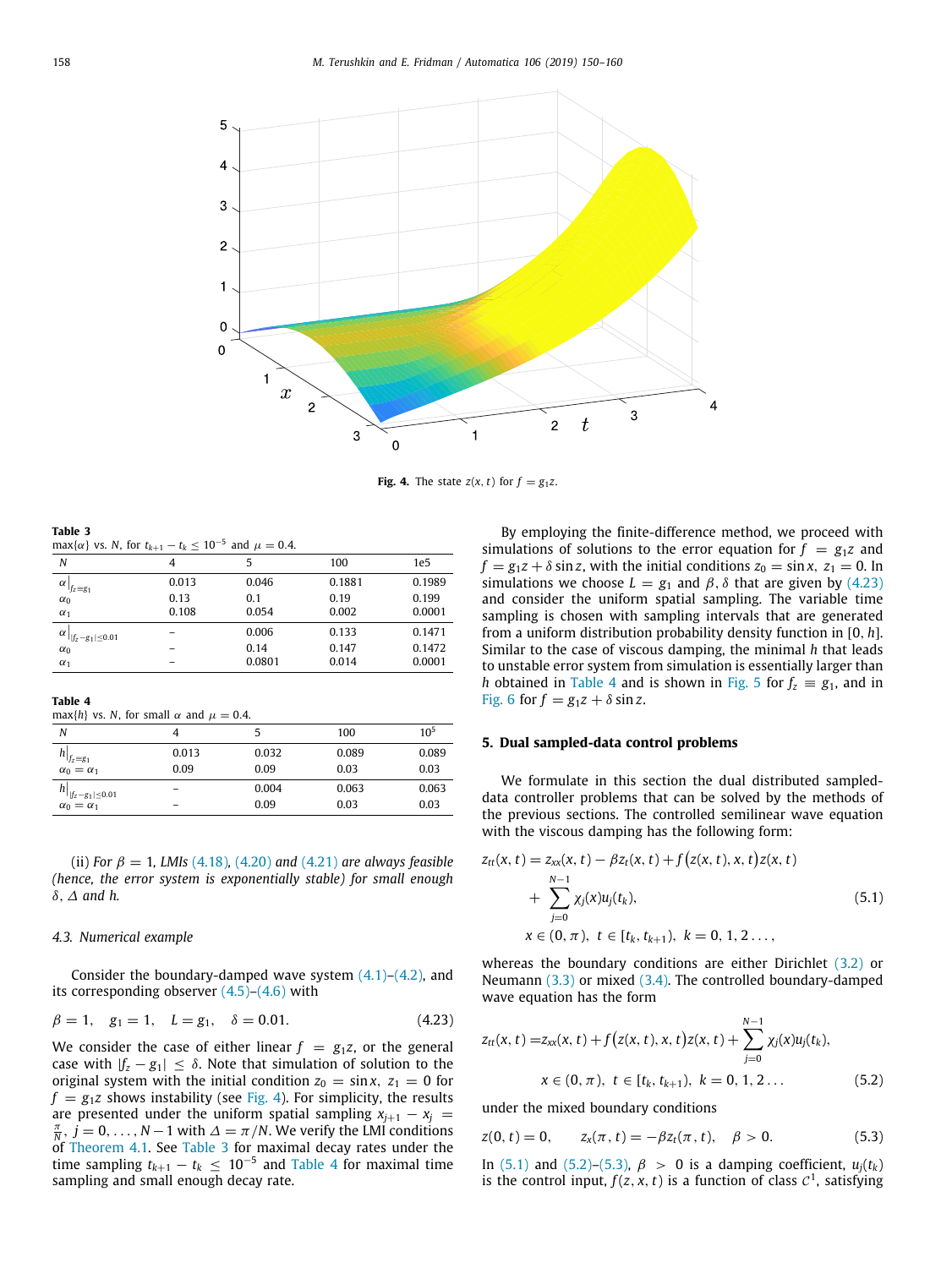Fig. 4. The state $z(x,t)$ for $f = g_1 z$.

**Table 3**
$\max\{\alpha\}$ vs. $N$, for $t_{k+1} - t_k \le 10^{-5}$ and $\mu = 0.4$.

| $N$ | 4 | 5 | 100 | 1e5 |
|---|---|---|---|---|
| $\alpha\big\vert_{f_z = g_1}$ | 0.013 | 0.046 | 0.1881 | 0.1989 |
| $\alpha_0$ | 0.13 | 0.1 | 0.19 | 0.199 |
| $\alpha_1$ | 0.108 | 0.054 | 0.002 | 0.0001 |
| $\alpha\big\vert_{\vert f_z - g_1\vert \le 0.01}$ | – | 0.006 | 0.133 | 0.1471 |
| $\alpha_0$ | – | 0.14 | 0.147 | 0.1472 |
| $\alpha_1$ | – | 0.0801 | 0.014 | 0.0001 |

**Table 4**
$\max\{h\}$ vs. $N$, for small $\alpha$ and $\mu = 0.4$.

| $N$ | 4 | 5 | 100 | $10^5$ |
|---|---|---|---|---|
| $h\big\vert_{f_z = g_1}$ | 0.013 | 0.032 | 0.089 | 0.089 |
| $\alpha_0 = \alpha_1$ | 0.09 | 0.09 | 0.03 | 0.03 |
| $h\big\vert_{\vert f_z - g_1\vert \le 0.01}$ | – | 0.004 | 0.063 | 0.063 |
| $\alpha_0 = \alpha_1$ | – | 0.09 | 0.03 | 0.03 |

(ii) *For $\beta = 1$, LMIs (4.18), (4.20) and (4.21) are always feasible (hence, the error system is exponentially stable) for small enough $\delta$, $\Delta$ and $h$.*

### 4.3. Numerical example

Consider the boundary-damped wave system (4.1)–(4.2), and its corresponding observer (4.5)–(4.6) with

$$\beta = 1, \quad g_1 = 1, \quad L = g_1, \quad \delta = 0.01. \tag{4.23}$$

We consider the case of either linear $f = g_1 z$, or the general case with $|f_z - g_1| \le \delta$. Note that simulation of solution to the original system with the initial condition $z_0 = \sin x$, $z_1 = 0$ for $f = g_1 z$ shows instability (see Fig. 4). For simplicity, the results are presented under the uniform spatial sampling $x_{j+1} - x_j = \frac{\pi}{N}$, $j = 0, \dots, N-1$ with $\Delta = \pi/N$. We verify the LMI conditions of Theorem 4.1. See Table 3 for maximal decay rates under the time sampling $t_{k+1} - t_k \le 10^{-5}$ and Table 4 for maximal time sampling and small enough decay rate.

By employing the finite-difference method, we proceed with simulations of solutions to the error equation for $f = g_1 z$ and $f = g_1 z + \delta \sin z$, with the initial conditions $z_0 = \sin x$, $z_1 = 0$. In simulations we choose $L = g_1$ and $\beta, \delta$ that are given by (4.23) and consider the uniform spatial sampling. The variable time sampling is chosen with sampling intervals that are generated from a uniform distribution probability density function in $[0, h]$. Similar to the case of viscous damping, the minimal $h$ that leads to unstable error system from simulation is essentially larger than $h$ obtained in Table 4 and is shown in Fig. 5 for $f_z \equiv g_1$, and in Fig. 6 for $f = g_1 z + \delta \sin z$.

## 5. Dual sampled-data control problems

We formulate in this section the dual distributed sampled-data controller problems that can be solved by the methods of the previous sections. The controlled semilinear wave equation with the viscous damping has the following form:

$$\begin{aligned} z_{tt}(x,t) = &\, z_{xx}(x,t) - \beta z_t(x,t) + f\big(z(x,t), x, t\big) z(x,t) \\ &+ \sum_{j=0}^{N-1} \chi_j(x) u_j(t_k), \\ &x \in (0,\pi),\ t \in [t_k, t_{k+1}),\ k = 0, 1, 2 \dots, \end{aligned} \tag{5.1}$$

whereas the boundary conditions are either Dirichlet (3.2) or Neumann (3.3) or mixed (3.4). The controlled boundary-damped wave equation has the form

$$\begin{aligned} z_{tt}(x,t) = &\, z_{xx}(x,t) + f\big(z(x,t), x, t\big) z(x,t) + \sum_{j=0}^{N-1} \chi_j(x) u_j(t_k), \\ &x \in (0,\pi),\ t \in [t_k, t_{k+1}),\ k = 0, 1, 2 \dots \end{aligned} \tag{5.2}$$

under the mixed boundary conditions

$$z(0,t) = 0, \qquad z_x(\pi, t) = -\beta z_t(\pi, t), \quad \beta > 0. \tag{5.3}$$

In (5.1) and (5.2)–(5.3), $\beta > 0$ is a damping coefficient, $u_j(t_k)$ is the control input, $f(z, x, t)$ is a function of class $\mathcal{C}^1$, satisfying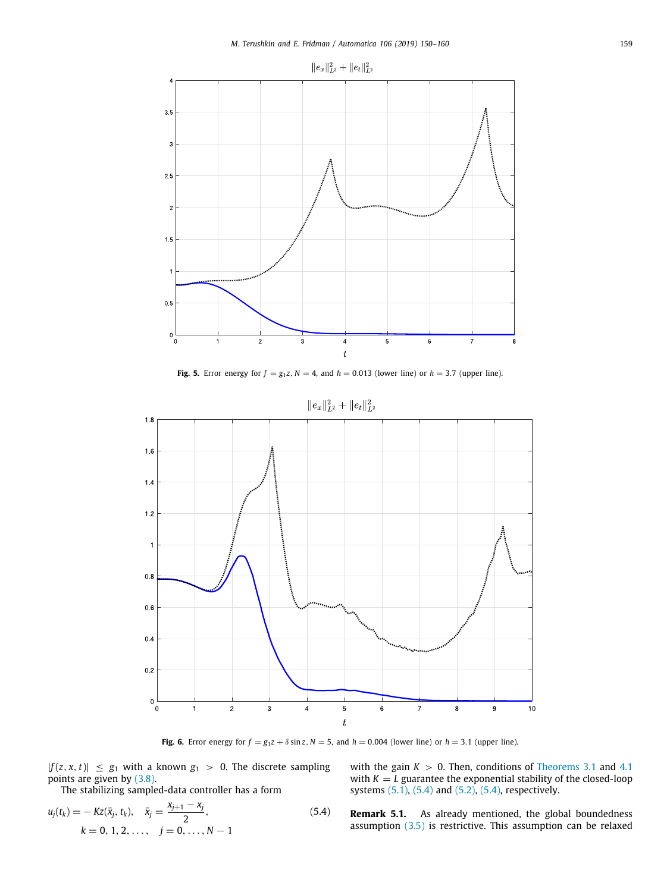Fig. 5. Error energy for $f = g_1 z$, $N = 4$, and $h = 0.013$ (lower line) or $h = 3.7$ (upper line).

Fig. 6. Error energy for $f = g_1 z + \delta \sin z$, $N = 5$, and $h = 0.004$ (lower line) or $h = 3.1$ (upper line).

$|f(z, x, t)| \leq g_1$ with a known $g_1 > 0$. The discrete sampling points are given by (3.8).

The stabilizing sampled-data controller has a form

$$u_j(t_k) = -Kz(\bar{x}_j, t_k), \quad \bar{x}_j = \frac{x_{j+1} - x_j}{2}, \qquad (5.4)$$
$$k = 0, 1, 2, \ldots, \quad j = 0, \ldots, N-1$$

with the gain $K > 0$. Then, conditions of Theorems 3.1 and 4.1 with $K = L$ guarantee the exponential stability of the closed-loop systems (5.1), (5.4) and (5.2), (5.4), respectively.

**Remark 5.1.** As already mentioned, the global boundedness assumption (3.5) is restrictive. This assumption can be relaxed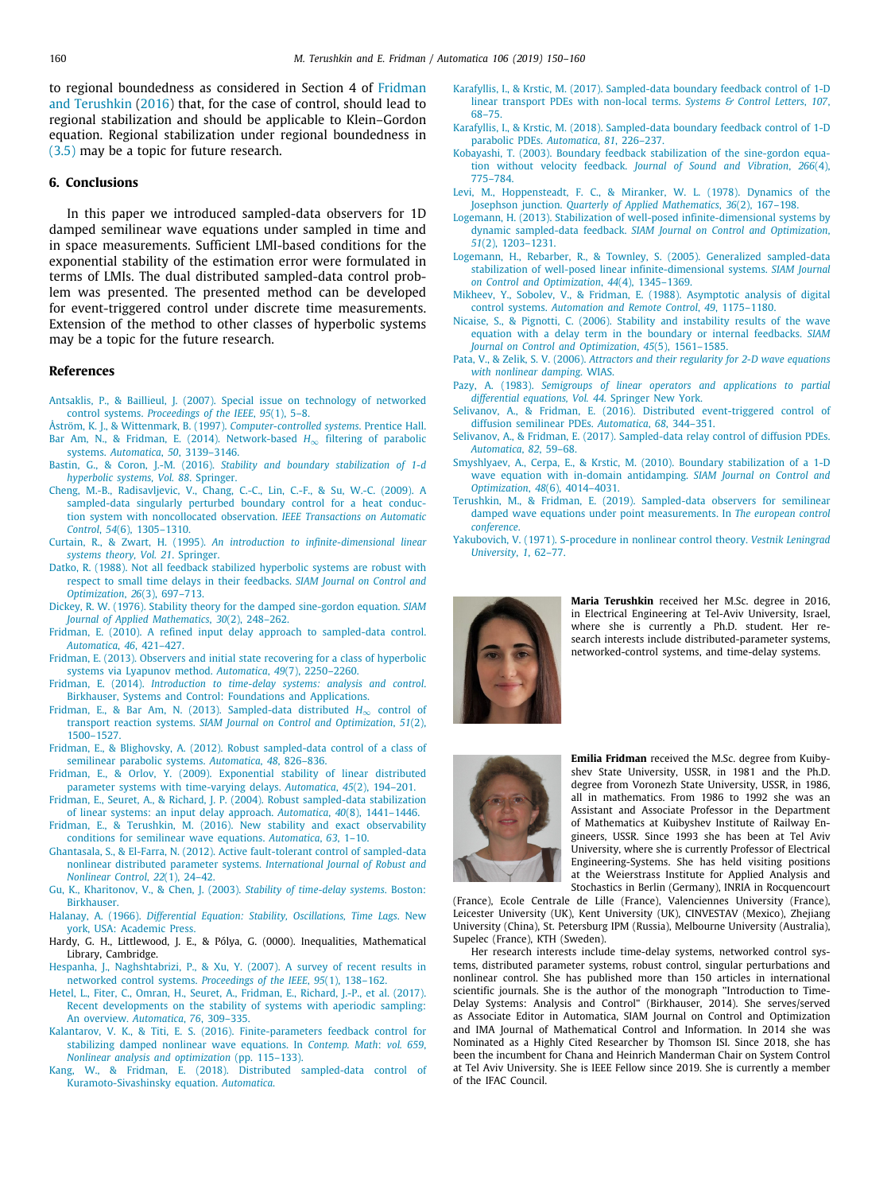to regional boundedness as considered in Section 4 of Fridman and Terushkin (2016) that, for the case of control, should lead to regional stabilization and should be applicable to Klein–Gordon equation. Regional stabilization under regional boundedness in (3.5) may be a topic for future research.

## 6. Conclusions

In this paper we introduced sampled-data observers for 1D damped semilinear wave equations under sampled in time and in space measurements. Sufficient LMI-based conditions for the exponential stability of the estimation error were formulated in terms of LMIs. The dual distributed sampled-data control problem was presented. The presented method can be developed for event-triggered control under discrete time measurements. Extension of the method to other classes of hyperbolic systems may be a topic for the future research.

## References

Antsaklis, P., & Baillieul, J. (2007). Special issue on technology of networked control systems. *Proceedings of the IEEE*, *95*(1), 5–8.

Åström, K. J., & Wittenmark, B. (1997). *Computer-controlled systems*. Prentice Hall.

Bar Am, N., & Fridman, E. (2014). Network-based $H_\infty$ filtering of parabolic systems. *Automatica*, *50*, 3139–3146.

Bastin, G., & Coron, J.-M. (2016). *Stability and boundary stabilization of 1-d hyperbolic systems, Vol. 88*. Springer.

Cheng, M.-B., Radisavljevic, V., Chang, C.-C., Lin, C.-F., & Su, W.-C. (2009). A sampled-data singularly perturbed boundary control for a heat conduction system with noncollocated observation. *IEEE Transactions on Automatic Control*, *54*(6), 1305–1310.

Curtain, R., & Zwart, H. (1995). *An introduction to infinite-dimensional linear systems theory, Vol. 21*. Springer.

Datko, R. (1988). Not all feedback stabilized hyperbolic systems are robust with respect to small time delays in their feedbacks. *SIAM Journal on Control and Optimization*, *26*(3), 697–713.

Dickey, R. W. (1976). Stability theory for the damped sine-gordon equation. *SIAM Journal of Applied Mathematics*, *30*(2), 248–262.

Fridman, E. (2010). A refined input delay approach to sampled-data control. *Automatica*, *46*, 421–427.

Fridman, E. (2013). Observers and initial state recovering for a class of hyperbolic systems via Lyapunov method. *Automatica*, *49*(7), 2250–2260.

Fridman, E. (2014). *Introduction to time-delay systems: analysis and control*. Birkhauser, Systems and Control: Foundations and Applications.

Fridman, E., & Bar Am, N. (2013). Sampled-data distributed $H_\infty$ control of transport reaction systems. *SIAM Journal on Control and Optimization*, *51*(2), 1500–1527.

Fridman, E., & Blighovsky, A. (2012). Robust sampled-data control of a class of semilinear parabolic systems. *Automatica*, *48*, 826–836.

Fridman, E., & Orlov, Y. (2009). Exponential stability of linear distributed parameter systems with time-varying delays. *Automatica*, *45*(2), 194–201.

Fridman, E., Seuret, A., & Richard, J. P. (2004). Robust sampled-data stabilization of linear systems: an input delay approach. *Automatica*, *40*(8), 1441–1446.

Fridman, E., & Terushkin, M. (2016). New stability and exact observability conditions for semilinear wave equations. *Automatica*, *63*, 1–10.

Ghantasala, S., & El-Farra, N. (2012). Active fault-tolerant control of sampled-data nonlinear distributed parameter systems. *International Journal of Robust and Nonlinear Control*, *22*(1), 24–42.

Gu, K., Kharitonov, V., & Chen, J. (2003). *Stability of time-delay systems*. Boston: Birkhauser.

Halanay, A. (1966). *Differential Equation: Stability, Oscillations, Time Lags*. New york, USA: Academic Press.

Hardy, G. H., Littlewood, J. E., & Pólya, G. (0000). Inequalities, Mathematical Library, Cambridge.

Hespanha, J., Naghshtabrizi, P., & Xu, Y. (2007). A survey of recent results in networked control systems. *Proceedings of the IEEE*, *95*(1), 138–162.

Hetel, L., Fiter, C., Omran, H., Seuret, A., Fridman, E., Richard, J.-P., et al. (2017). Recent developments on the stability of systems with aperiodic sampling: An overview. *Automatica*, *76*, 309–335.

Kalantarov, V. K., & Titi, E. S. (2016). Finite-parameters feedback control for stabilizing damped nonlinear wave equations. In *Contemp. Math: vol. 659, Nonlinear analysis and optimization* (pp. 115–133).

Kang, W., & Fridman, E. (2018). Distributed sampled-data control of Kuramoto-Sivashinsky equation. *Automatica*.

Karafyllis, I., & Krstic, M. (2017). Sampled-data boundary feedback control of 1-D linear transport PDEs with non-local terms. *Systems & Control Letters*, *107*, 68–75.

Karafyllis, I., & Krstic, M. (2018). Sampled-data boundary feedback control of 1-D parabolic PDEs. *Automatica*, *81*, 226–237.

Kobayashi, T. (2003). Boundary feedback stabilization of the sine-gordon equation without velocity feedback. *Journal of Sound and Vibration*, *266*(4), 775–784.

Levi, M., Hoppensteadt, F. C., & Miranker, W. L. (1978). Dynamics of the Josephson junction. *Quarterly of Applied Mathematics*, *36*(2), 167–198.

Logemann, H. (2013). Stabilization of well-posed infinite-dimensional systems by dynamic sampled-data feedback. *SIAM Journal on Control and Optimization*, *51*(2), 1203–1231.

Logemann, H., Rebarber, R., & Townley, S. (2005). Generalized sampled-data stabilization of well-posed linear infinite-dimensional systems. *SIAM Journal on Control and Optimization*, *44*(4), 1345–1369.

Mikheev, Y., Sobolev, V., & Fridman, E. (1988). Asymptotic analysis of digital control systems. *Automation and Remote Control*, *49*, 1175–1180.

Nicaise, S., & Pignotti, C. (2006). Stability and instability results of the wave equation with a delay term in the boundary or internal feedbacks. *SIAM Journal on Control and Optimization*, *45*(5), 1561–1585.

Pata, V., & Zelik, S. V. (2006). *Attractors and their regularity for 2-D wave equations with nonlinear damping*. WIAS.

Pazy, A. (1983). *Semigroups of linear operators and applications to partial differential equations, Vol. 44*. Springer New York.

Selivanov, A., & Fridman, E. (2016). Distributed event-triggered control of diffusion semilinear PDEs. *Automatica*, *68*, 344–351.

Selivanov, A., & Fridman, E. (2017). Sampled-data relay control of diffusion PDEs. *Automatica*, *82*, 59–68.

Smyshlyaev, A., Cerpa, E., & Krstic, M. (2010). Boundary stabilization of a 1-D wave equation with in-domain antidamping. *SIAM Journal on Control and Optimization*, *48*(6), 4014–4031.

Terushkin, M., & Fridman, E. (2019). Sampled-data observers for semilinear damped wave equations under point measurements. In *The european control conference*.

Yakubovich, V. (1971). S-procedure in nonlinear control theory. *Vestnik Leningrad University*, *1*, 62–77.

**Maria Terushkin** received her M.Sc. degree in 2016, in Electrical Engineering at Tel-Aviv University, Israel, where she is currently a Ph.D. student. Her research interests include distributed-parameter systems, networked-control systems, and time-delay systems.

**Emilia Fridman** received the M.Sc. degree from Kuibyshev State University, USSR, in 1981 and the Ph.D. degree from Voronezh State University, USSR, in 1986, all in mathematics. From 1986 to 1992 she was an Assistant and Associate Professor in the Department of Mathematics at Kuibyshev Institute of Railway Engineers, USSR. Since 1993 she has been at Tel Aviv University, where she is currently Professor of Electrical Engineering-Systems. She has held visiting positions at the Weierstrass Institute for Applied Analysis and Stochastics in Berlin (Germany), INRIA in Rocquencourt (France), Ecole Centrale de Lille (France), Valenciennes University (France), Leicester University (UK), Kent University (UK), CINVESTAV (Mexico), Zhejiang University (China), St. Petersburg IPM (Russia), Melbourne University (Australia), Supelec (France), KTH (Sweden).

Her research interests include time-delay systems, networked control systems, distributed parameter systems, robust control, singular perturbations and nonlinear control. She has published more than 150 articles in international scientific journals. She is the author of the monograph "Introduction to Time-Delay Systems: Analysis and Control" (Birkhauser, 2014). She serves/served as Associate Editor in Automatica, SIAM Journal on Control and Optimization and IMA Journal of Mathematical Control and Information. In 2014 she was Nominated as a Highly Cited Researcher by Thomson ISI. Since 2018, she has been the incumbent for Chana and Heinrich Manderman Chair on System Control at Tel Aviv University. She is IEEE Fellow since 2019. She is currently a member of the IFAC Council.